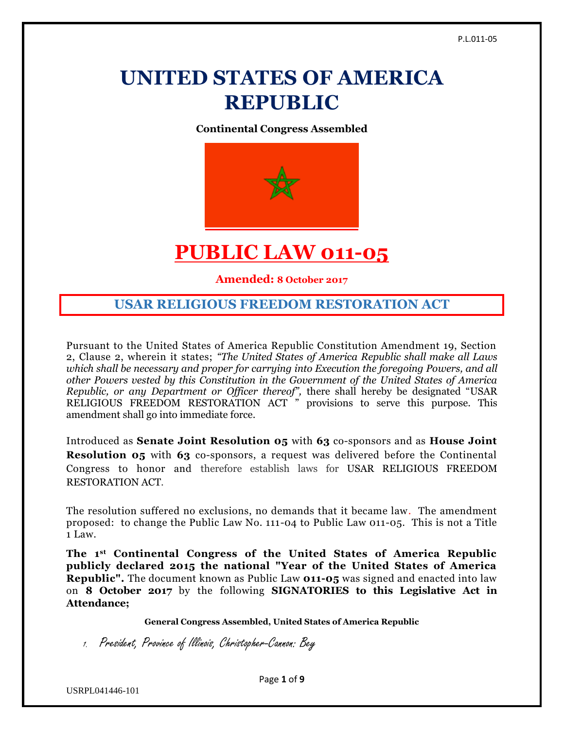# UNITED STATES OF AMERICA REPUBLIC

**Continental Congress Assembled**

# PUBLIC LAW 011-05

**Amended: 8 October 2017**

## USAR RELIGIOUS FREEDOM RESTORATION ACT

Pursuant to the United States of America Republic Constitution Amendment 19, Section 2, Clause 2, wherein it states; *"The United States of America Republic shall make all Laws which shall be necessary and proper for carrying into Execution the foregoing Powers, and all other Powers vested by this Constitution in the Government of the United States of America Republic, or any Department or Officer thereof",* there shall hereby be designated "USAR RELIGIOUS FREEDOM RESTORATION ACT " provisions to serve this purpose. This amendment shall go into immediate force.

Introduced as **Senate Joint Resolution 05** with **63** co-sponsors and as **House Joint Resolution 05** with **63** co-sponsors, a request was delivered before the Continental Congress to honor and therefore establish laws for USAR RELIGIOUS FREEDOM RESTORATION ACT.

The resolution suffered no exclusions, no demands that it became law. The amendment proposed: to change the Public Law No. 111-04 to Public Law 011-05. This is not a Title 1 Law.

**The 1st Continental Congress of the United States of America Republic publicly declared 2015 the national "Year of the United States of America Republic".** The document known as Public Law **011-05** was signed and enacted into law on **8 October 2017** by the following **SIGNATORIES to this Legislative Act in Attendance;**

**General Congress Assembled, United States of America Republic**

1. President, Province of Illinois, Christopher-Cannon: Bey

USRPL041446-101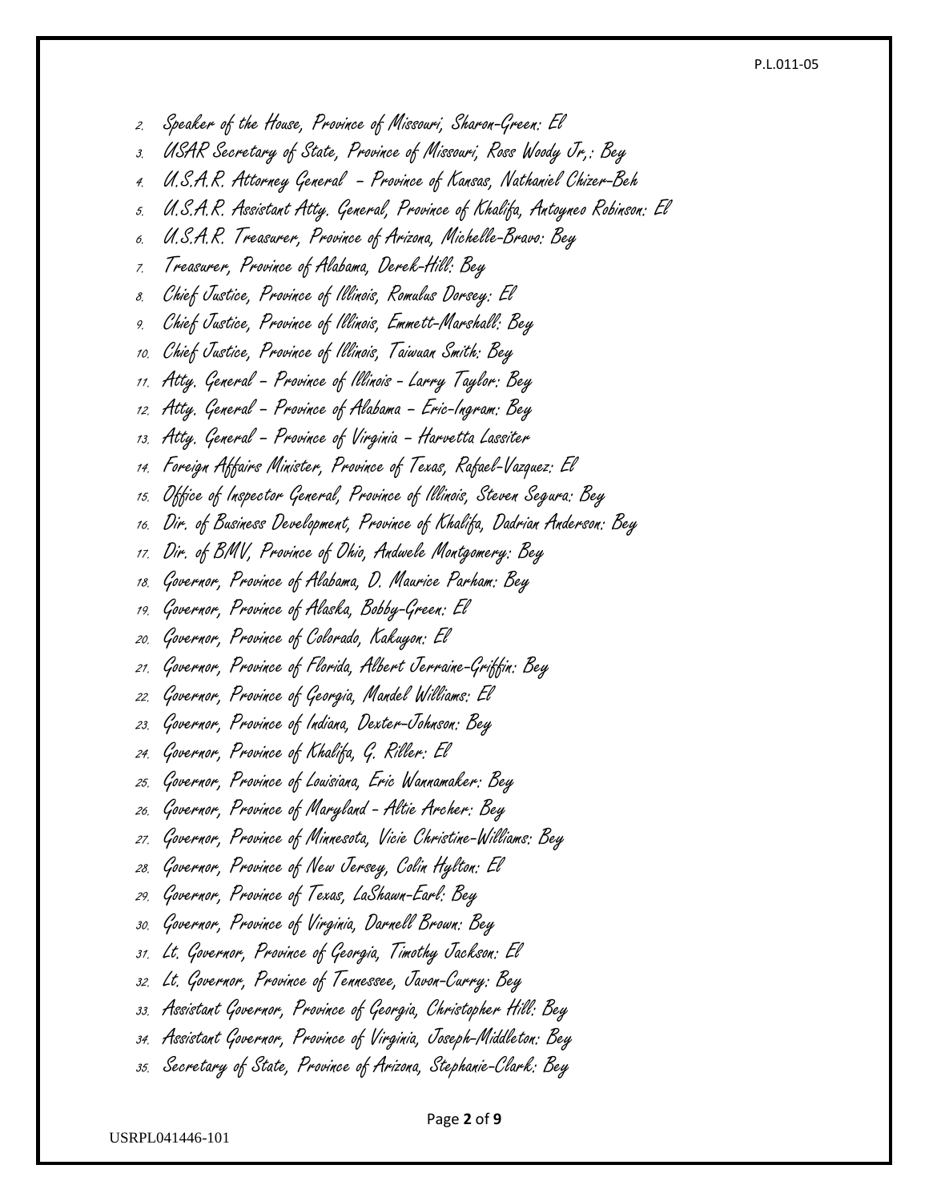2. Speaker of the House, Province of Missouri, Sharon-Green: El
3. USAR Secretary of State, Province of Missouri, Ross Woody Jr,: Bey
4. U.S.A.R. Attorney General – Province of Kansas, Nathaniel Chizer-Beh
5. U.S.A.R. Assistant Atty. General, Province of Khalifa, Antoyneo Robinson: El
6. U.S.A.R. Treasurer, Province of Arizona, Michelle-Bravo: Bey
7. Treasurer, Province of Alabama, Derek-Hill: Bey
8. Chief Justice, Province of Illinois, Romulus Dorsey: El
9. Chief Justice, Province of Illinois, Emmett-Marshall: Bey
10. Chief Justice, Province of Illinois, Taiwuan Smith: Bey
11. Atty. General – Province of Illinois - Larry Taylor: Bey
12. Atty. General – Province of Alabama – Eric-Ingram: Bey
13. Atty. General – Province of Virginia – Harvetta Lassiter
14. Foreign Affairs Minister, Province of Texas, Rafael-Vazquez: El
15. Office of Inspector General, Province of Illinois, Steven Segura: Bey
16. Dir. of Business Development, Province of Khalifa, Dadrian Anderson: Bey
17. Dir. of BMV, Province of Ohio, Andwele Montgomery: Bey
18. Governor, Province of Alabama, D. Maurice Parham: Bey
19. Governor, Province of Alaska, Bobby-Green: El
20. Governor, Province of Colorado, Kakuyon: El
21. Governor, Province of Florida, Albert Jerraine-Griffin: Bey
22. Governor, Province of Georgia, Mandel Williams: El
23. Governor, Province of Indiana, Dexter-Johnson: Bey
24. Governor, Province of Khalifa, G. Riller: El
25. Governor, Province of Louisiana, Eric Wannamaker: Bey
26. Governor, Province of Maryland - Altie Archer: Bey
27. Governor, Province of Minnesota, Vicie Christine-Williams: Bey
28. Governor, Province of New Jersey, Colin Hylton: El
29. Governor, Province of Texas, LaShawn-Earl: Bey
30. Governor, Province of Virginia, Darnell Brown: Bey
31. Lt. Governor, Province of Georgia, Timothy Jackson: El
32. Lt. Governor, Province of Tennessee, Javon-Curry: Bey
33. Assistant Governor, Province of Georgia, Christopher Hill: Bey
34. Assistant Governor, Province of Virginia, Joseph-Middleton: Bey
35. Secretary of State, Province of Arizona, Stephanie-Clark: Bey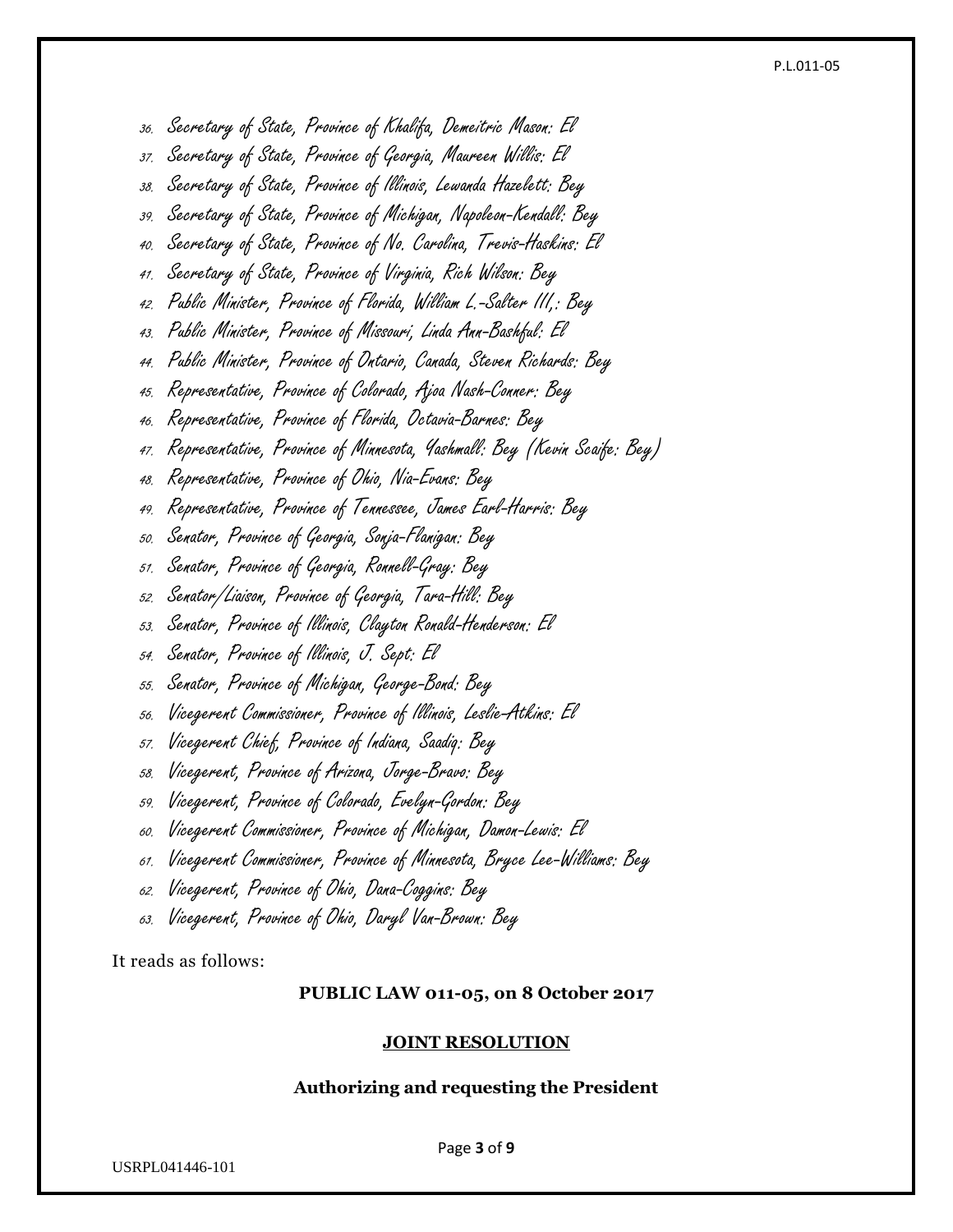36. Secretary of State, Province of Khalifa, Demeitric Mason: El
37. Secretary of State, Province of Georgia, Maureen Willis: El
38. Secretary of State, Province of Illinois, Lewanda Hazelett: Bey
39. Secretary of State, Province of Michigan, Napoleon-Kendall: Bey
40. Secretary of State, Province of No. Carolina, Trevis-Haskins: El
41. Secretary of State, Province of Virginia, Rich Wilson: Bey
42. Public Minister, Province of Florida, William L.-Salter III,: Bey
43. Public Minister, Province of Missouri, Linda Ann-Bashful: El
44. Public Minister, Province of Ontario, Canada, Steven Richards: Bey
45. Representative, Province of Colorado, Ajoa Nash-Conner: Bey
46. Representative, Province of Florida, Octavia-Barnes: Bey
47. Representative, Province of Minnesota, Yashmall: Bey (Kevin Scaife: Bey)
48. Representative, Province of Ohio, Nia-Evans: Bey
49. Representative, Province of Tennessee, James Earl-Harris: Bey
50. Senator, Province of Georgia, Sonja-Flanigan: Bey
51. Senator, Province of Georgia, Ronnell-Gray: Bey
52. Senator/Liaison, Province of Georgia, Tara-Hill: Bey
53. Senator, Province of Illinois, Clayton Ronald-Henderson: El
54. Senator, Province of Illinois, J. Sept: El
55. Senator, Province of Michigan, George-Bond: Bey
56. Vicegerent Commissioner, Province of Illinois, Leslie-Atkins: El
57. Vicegerent Chief, Province of Indiana, Saadiq: Bey
58. Vicegerent, Province of Arizona, Jorge-Bravo: Bey
59. Vicegerent, Province of Colorado, Evelyn-Gordon: Bey
60. Vicegerent Commissioner, Province of Michigan, Damon-Lewis: El
61. Vicegerent Commissioner, Province of Minnesota, Bryce Lee-Williams: Bey
62. Vicegerent, Province of Ohio, Dana-Coggins: Bey
63. Vicegerent, Province of Ohio, Daryl Van-Brown: Bey

It reads as follows:

**PUBLIC LAW 011-05, on 8 October 2017**

**JOINT RESOLUTION**

**Authorizing and requesting the President**

USRPL041446-101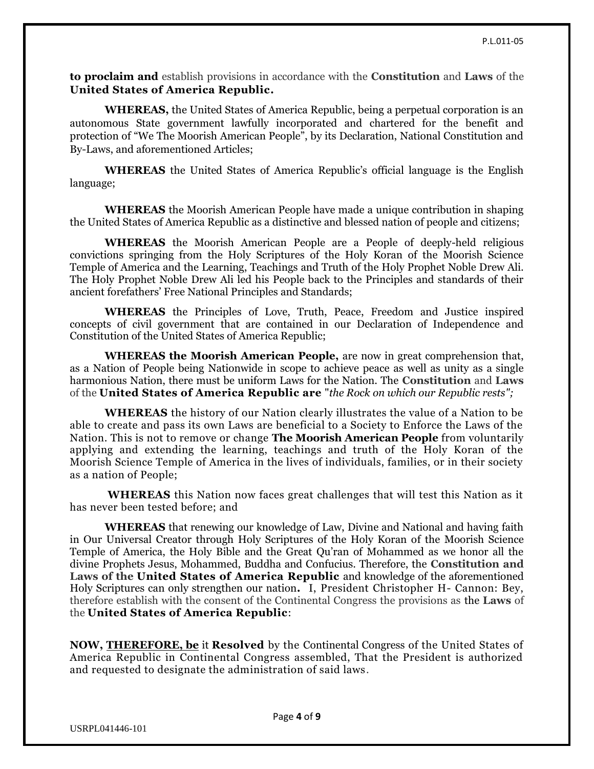**to proclaim and** establish provisions in accordance with the **Constitution** and **Laws** of the **United States of America Republic.**

**WHEREAS,** the United States of America Republic, being a perpetual corporation is an autonomous State government lawfully incorporated and chartered for the benefit and protection of "We The Moorish American People", by its Declaration, National Constitution and By-Laws, and aforementioned Articles;

**WHEREAS** the United States of America Republic's official language is the English language;

**WHEREAS** the Moorish American People have made a unique contribution in shaping the United States of America Republic as a distinctive and blessed nation of people and citizens;

**WHEREAS** the Moorish American People are a People of deeply-held religious convictions springing from the Holy Scriptures of the Holy Koran of the Moorish Science Temple of America and the Learning, Teachings and Truth of the Holy Prophet Noble Drew Ali. The Holy Prophet Noble Drew Ali led his People back to the Principles and standards of their ancient forefathers' Free National Principles and Standards;

**WHEREAS** the Principles of Love, Truth, Peace, Freedom and Justice inspired concepts of civil government that are contained in our Declaration of Independence and Constitution of the United States of America Republic;

**WHEREAS the Moorish American People,** are now in great comprehension that, as a Nation of People being Nationwide in scope to achieve peace as well as unity as a single harmonious Nation, there must be uniform Laws for the Nation. The **Constitution** and **Laws** of the **United States of America Republic are** "*the Rock on which our Republic rests";*

**WHEREAS** the history of our Nation clearly illustrates the value of a Nation to be able to create and pass its own Laws are beneficial to a Society to Enforce the Laws of the Nation. This is not to remove or change **The Moorish American People** from voluntarily applying and extending the learning, teachings and truth of the Holy Koran of the Moorish Science Temple of America in the lives of individuals, families, or in their society as a nation of People;

**WHEREAS** this Nation now faces great challenges that will test this Nation as it has never been tested before; and

**WHEREAS** that renewing our knowledge of Law, Divine and National and having faith in Our Universal Creator through Holy Scriptures of the Holy Koran of the Moorish Science Temple of America, the Holy Bible and the Great Qu'ran of Mohammed as we honor all the divine Prophets Jesus, Mohammed, Buddha and Confucius. Therefore, the **Constitution and Laws of the United States of America Republic** and knowledge of the aforementioned Holy Scriptures can only strengthen our nation**.** I, President Christopher H- Cannon: Bey, therefore establish with the consent of the Continental Congress the provisions as the **Laws** of the **United States of America Republic**:

**NOW, <u>THEREFORE, be</u>** it **Resolved** by the Continental Congress of the United States of America Republic in Continental Congress assembled, That the President is authorized and requested to designate the administration of said laws.

USRPL041446-101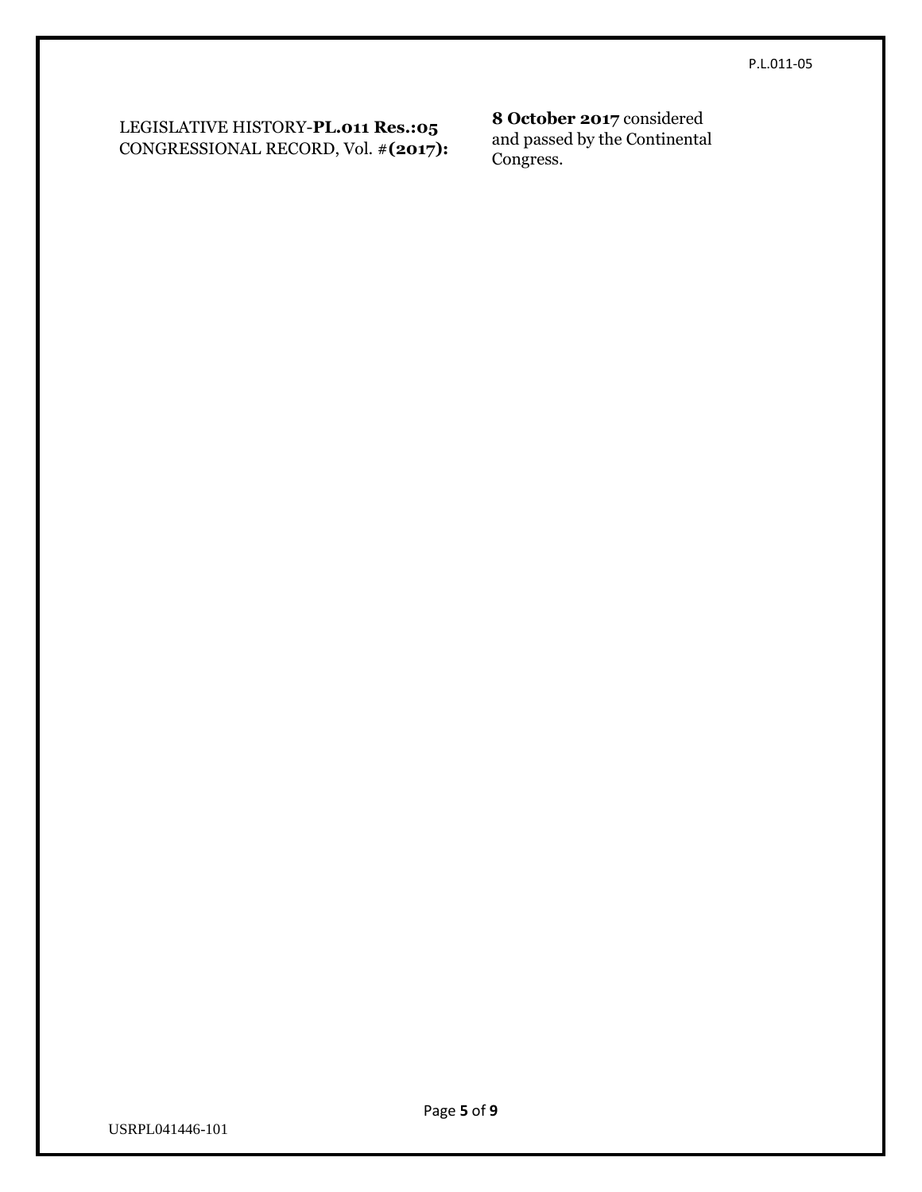LEGISLATIVE HISTORY-**PL.011 Res.:05**
CONGRESSIONAL RECORD, Vol. #**(2017):**

**8 October 2017** considered and passed by the Continental Congress.

USRPL041446-101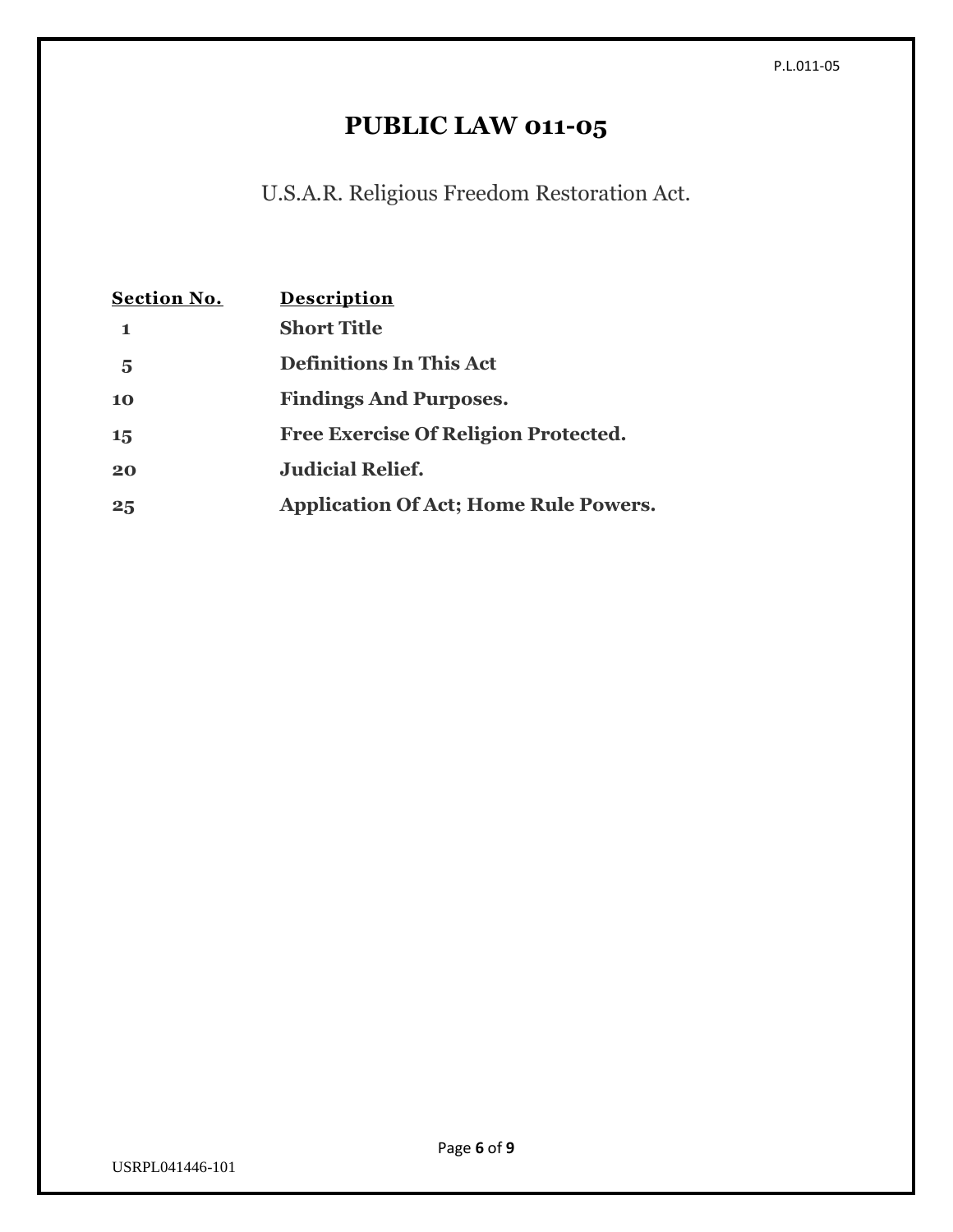# PUBLIC LAW 011-05

U.S.A.R. Religious Freedom Restoration Act.

| Section No. | Description |
| --- | --- |
| 1 | **Short Title** |
| 5 | **Definitions In This Act** |
| 10 | **Findings And Purposes.** |
| 15 | **Free Exercise Of Religion Protected.** |
| 20 | **Judicial Relief.** |
| 25 | **Application Of Act; Home Rule Powers.** |

USRPL041446-101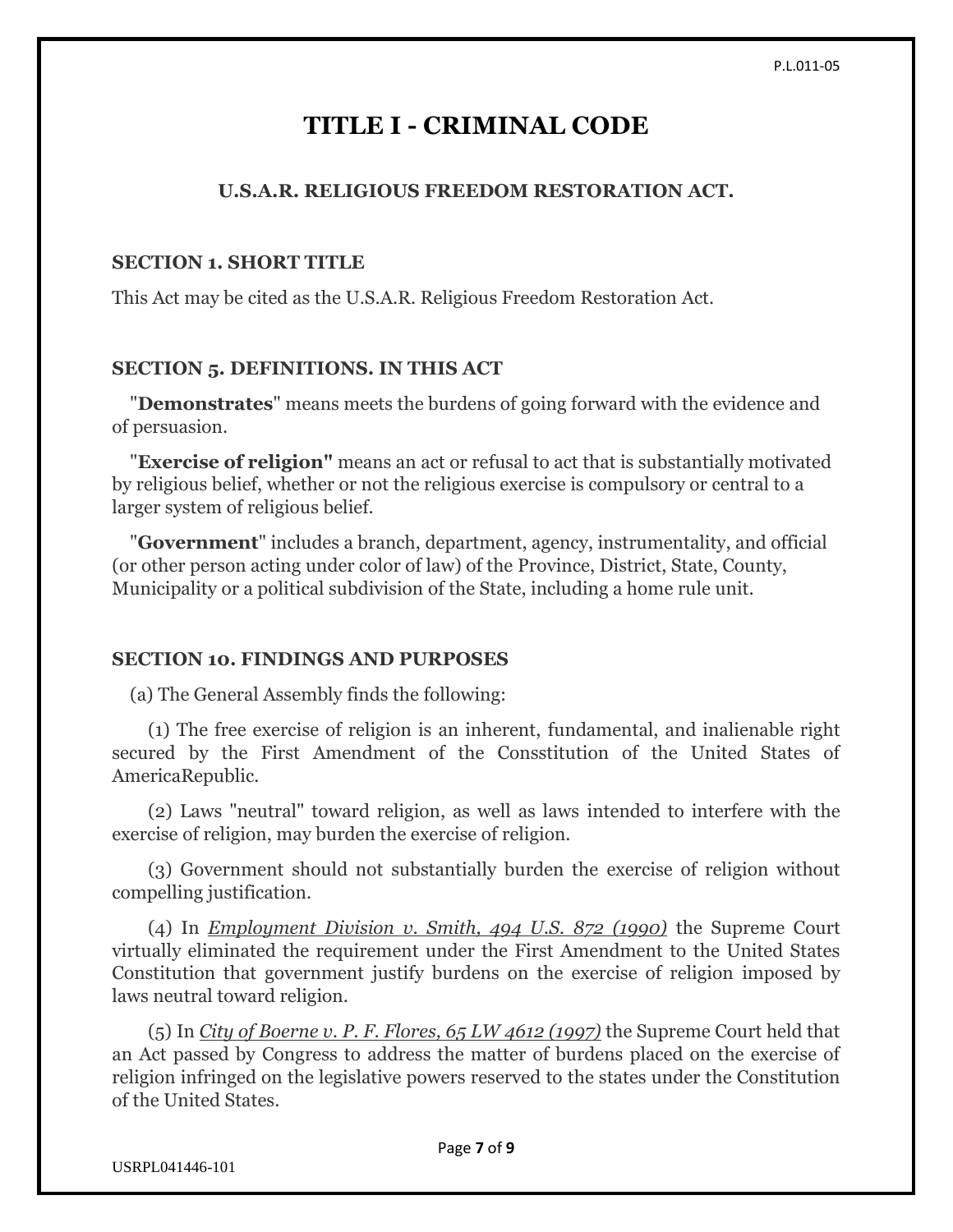# TITLE I - CRIMINAL CODE

## U.S.A.R. RELIGIOUS FREEDOM RESTORATION ACT.

### SECTION 1. SHORT TITLE

This Act may be cited as the U.S.A.R. Religious Freedom Restoration Act.

### SECTION 5. DEFINITIONS. IN THIS ACT

"**Demonstrates**" means meets the burdens of going forward with the evidence and of persuasion.

"**Exercise of religion"** means an act or refusal to act that is substantially motivated by religious belief, whether or not the religious exercise is compulsory or central to a larger system of religious belief.

"**Government**" includes a branch, department, agency, instrumentality, and official (or other person acting under color of law) of the Province, District, State, County, Municipality or a political subdivision of the State, including a home rule unit.

### SECTION 10. FINDINGS AND PURPOSES

(a) The General Assembly finds the following:

(1) The free exercise of religion is an inherent, fundamental, and inalienable right secured by the First Amendment of the Consstitution of the United States of AmericaRepublic.

(2) Laws "neutral" toward religion, as well as laws intended to interfere with the exercise of religion, may burden the exercise of religion.

(3) Government should not substantially burden the exercise of religion without compelling justification.

(4) In *Employment Division v. Smith, 494 U.S. 872 (1990)* the Supreme Court virtually eliminated the requirement under the First Amendment to the United States Constitution that government justify burdens on the exercise of religion imposed by laws neutral toward religion.

(5) In *City of Boerne v. P. F. Flores, 65 LW 4612 (1997)* the Supreme Court held that an Act passed by Congress to address the matter of burdens placed on the exercise of religion infringed on the legislative powers reserved to the states under the Constitution of the United States.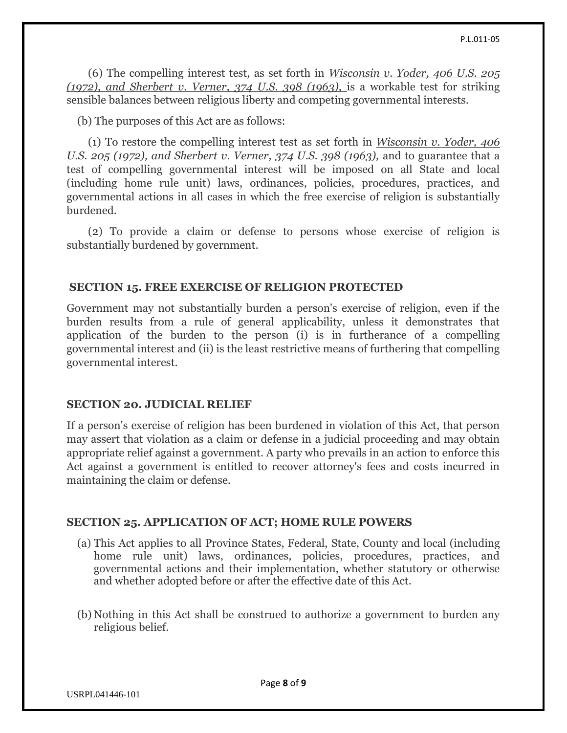(6) The compelling interest test, as set forth in *Wisconsin v. Yoder, 406 U.S. 205 (1972), and Sherbert v. Verner, 374 U.S. 398 (1963),* is a workable test for striking sensible balances between religious liberty and competing governmental interests.

(b) The purposes of this Act are as follows:

(1) To restore the compelling interest test as set forth in *Wisconsin v. Yoder, 406 U.S. 205 (1972), and Sherbert v. Verner, 374 U.S. 398 (1963),* and to guarantee that a test of compelling governmental interest will be imposed on all State and local (including home rule unit) laws, ordinances, policies, procedures, practices, and governmental actions in all cases in which the free exercise of religion is substantially burdened.

(2) To provide a claim or defense to persons whose exercise of religion is substantially burdened by government.

## SECTION 15. FREE EXERCISE OF RELIGION PROTECTED

Government may not substantially burden a person's exercise of religion, even if the burden results from a rule of general applicability, unless it demonstrates that application of the burden to the person (i) is in furtherance of a compelling governmental interest and (ii) is the least restrictive means of furthering that compelling governmental interest.

## SECTION 20. JUDICIAL RELIEF

If a person's exercise of religion has been burdened in violation of this Act, that person may assert that violation as a claim or defense in a judicial proceeding and may obtain appropriate relief against a government. A party who prevails in an action to enforce this Act against a government is entitled to recover attorney's fees and costs incurred in maintaining the claim or defense.

## SECTION 25. APPLICATION OF ACT; HOME RULE POWERS

(a) This Act applies to all Province States, Federal, State, County and local (including home rule unit) laws, ordinances, policies, procedures, practices, and governmental actions and their implementation, whether statutory or otherwise and whether adopted before or after the effective date of this Act.

(b) Nothing in this Act shall be construed to authorize a government to burden any religious belief.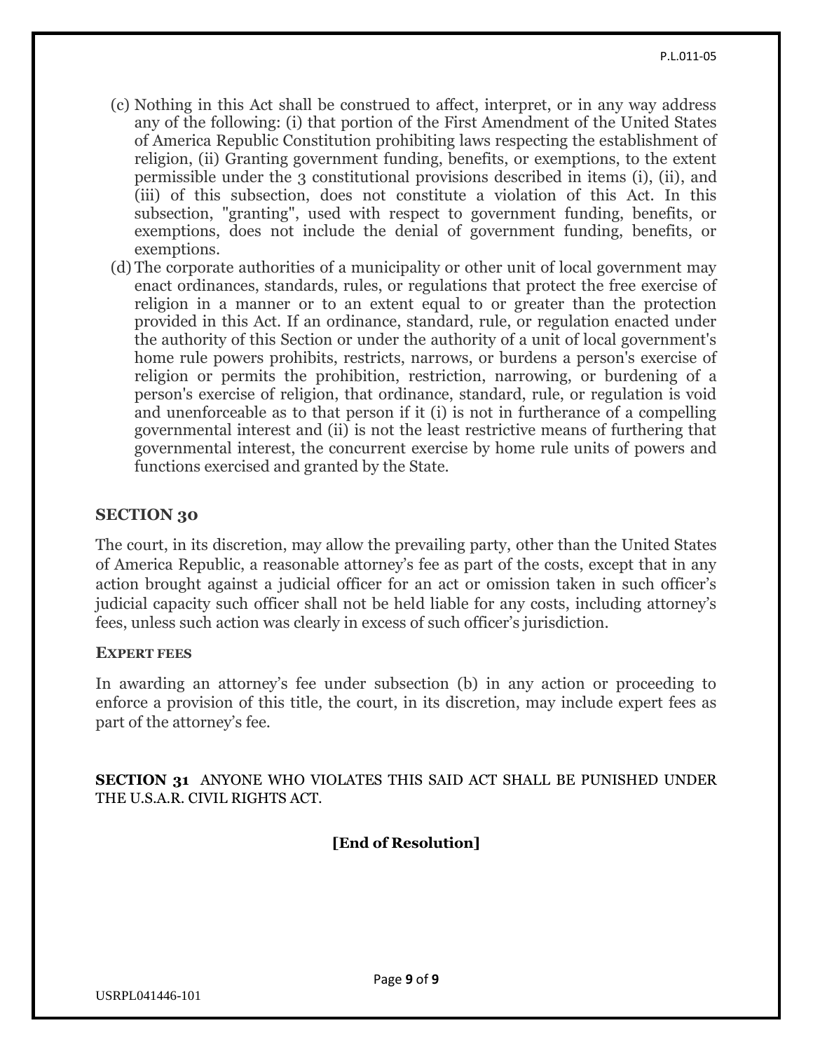(c) Nothing in this Act shall be construed to affect, interpret, or in any way address any of the following: (i) that portion of the First Amendment of the United States of America Republic Constitution prohibiting laws respecting the establishment of religion, (ii) Granting government funding, benefits, or exemptions, to the extent permissible under the 3 constitutional provisions described in items (i), (ii), and (iii) of this subsection, does not constitute a violation of this Act. In this subsection, "granting", used with respect to government funding, benefits, or exemptions, does not include the denial of government funding, benefits, or exemptions.

(d) The corporate authorities of a municipality or other unit of local government may enact ordinances, standards, rules, or regulations that protect the free exercise of religion in a manner or to an extent equal to or greater than the protection provided in this Act. If an ordinance, standard, rule, or regulation enacted under the authority of this Section or under the authority of a unit of local government's home rule powers prohibits, restricts, narrows, or burdens a person's exercise of religion or permits the prohibition, restriction, narrowing, or burdening of a person's exercise of religion, that ordinance, standard, rule, or regulation is void and unenforceable as to that person if it (i) is not in furtherance of a compelling governmental interest and (ii) is not the least restrictive means of furthering that governmental interest, the concurrent exercise by home rule units of powers and functions exercised and granted by the State.

## SECTION 30

The court, in its discretion, may allow the prevailing party, other than the United States of America Republic, a reasonable attorney's fee as part of the costs, except that in any action brought against a judicial officer for an act or omission taken in such officer's judicial capacity such officer shall not be held liable for any costs, including attorney's fees, unless such action was clearly in excess of such officer's jurisdiction.

### EXPERT FEES

In awarding an attorney's fee under subsection (b) in any action or proceeding to enforce a provision of this title, the court, in its discretion, may include expert fees as part of the attorney's fee.

**SECTION 31** ANYONE WHO VIOLATES THIS SAID ACT SHALL BE PUNISHED UNDER THE U.S.A.R. CIVIL RIGHTS ACT.

**[End of Resolution]**

USRPL041446-101